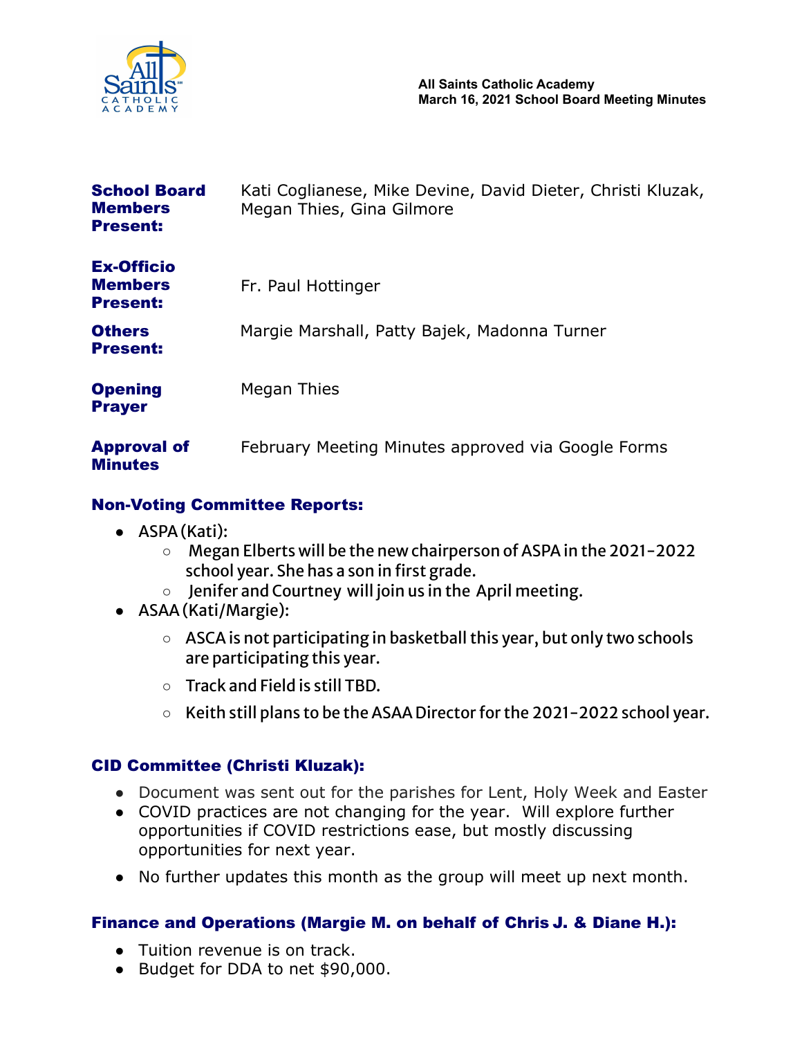**All Saints Catholic Academy**
**March 16, 2021 School Board Meeting Minutes**

| | |
|---|---|
| **School Board Members Present:** | Kati Coglianese, Mike Devine, David Dieter, Christi Kluzak, Megan Thies, Gina Gilmore |
| **Ex-Officio Members Present:** | Fr. Paul Hottinger |
| **Others Present:** | Margie Marshall, Patty Bajek, Madonna Turner |
| **Opening Prayer** | Megan Thies |
| **Approval of Minutes** | February Meeting Minutes approved via Google Forms |

## Non-Voting Committee Reports:

- ASPA (Kati):
  - Megan Elberts will be the new chairperson of ASPA in the 2021-2022 school year. She has a son in first grade.
  - Jenifer and Courtney will join us in the April meeting.
- ASAA (Kati/Margie):
  - ASCA is not participating in basketball this year, but only two schools are participating this year.
  - Track and Field is still TBD.
  - Keith still plans to be the ASAA Director for the 2021-2022 school year.

## CID Committee (Christi Kluzak):

- Document was sent out for the parishes for Lent, Holy Week and Easter
- COVID practices are not changing for the year. Will explore further opportunities if COVID restrictions ease, but mostly discussing opportunities for next year.
- No further updates this month as the group will meet up next month.

## Finance and Operations (Margie M. on behalf of Chris J. & Diane H.):

- Tuition revenue is on track.
- Budget for DDA to net $90,000.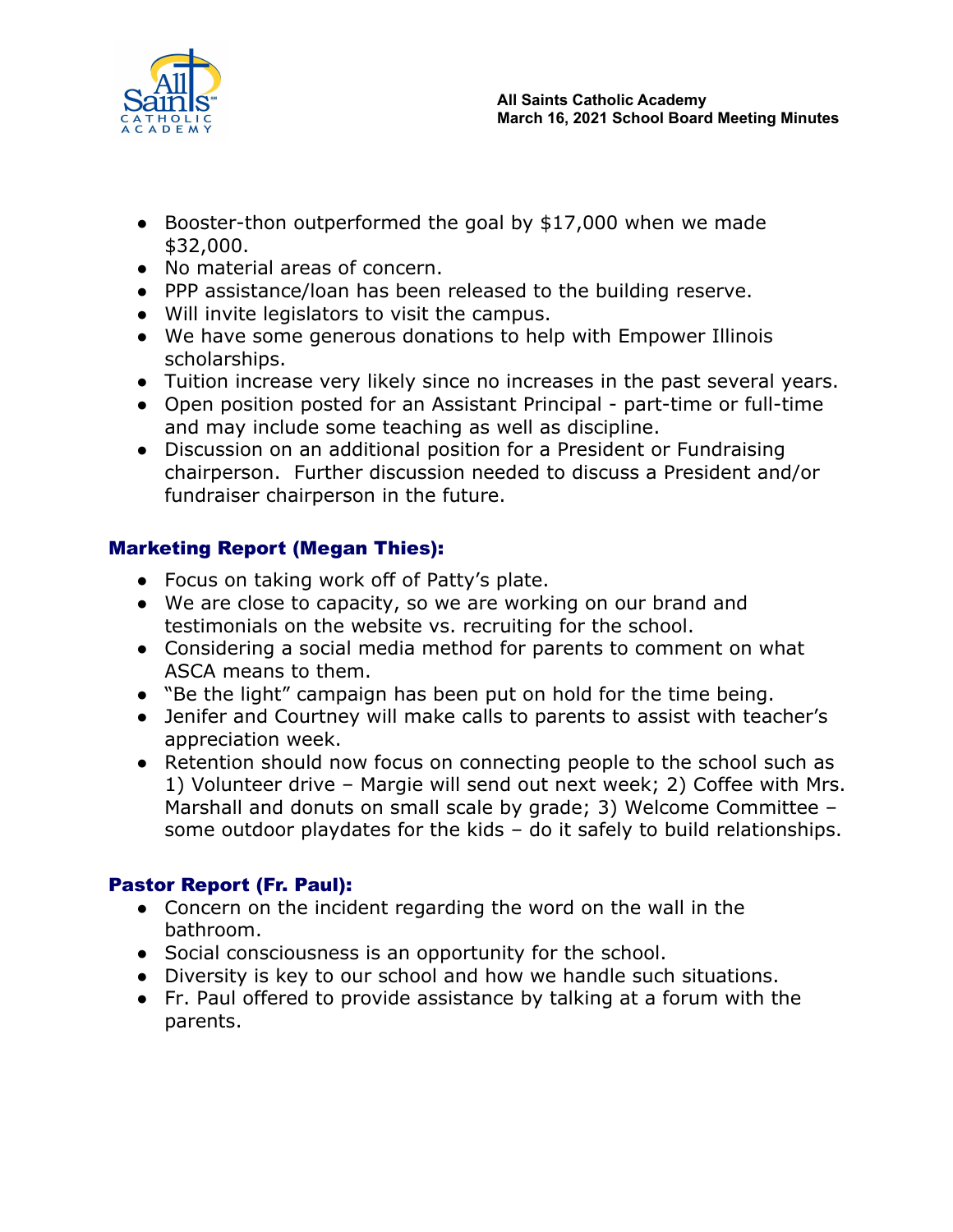- Booster-thon outperformed the goal by $17,000 when we made $32,000.
- No material areas of concern.
- PPP assistance/loan has been released to the building reserve.
- Will invite legislators to visit the campus.
- We have some generous donations to help with Empower Illinois scholarships.
- Tuition increase very likely since no increases in the past several years.
- Open position posted for an Assistant Principal - part-time or full-time and may include some teaching as well as discipline.
- Discussion on an additional position for a President or Fundraising chairperson. Further discussion needed to discuss a President and/or fundraiser chairperson in the future.

### Marketing Report (Megan Thies):

- Focus on taking work off of Patty's plate.
- We are close to capacity, so we are working on our brand and testimonials on the website vs. recruiting for the school.
- Considering a social media method for parents to comment on what ASCA means to them.
- "Be the light" campaign has been put on hold for the time being.
- Jenifer and Courtney will make calls to parents to assist with teacher's appreciation week.
- Retention should now focus on connecting people to the school such as 1) Volunteer drive – Margie will send out next week; 2) Coffee with Mrs. Marshall and donuts on small scale by grade; 3) Welcome Committee – some outdoor playdates for the kids – do it safely to build relationships.

### Pastor Report (Fr. Paul):

- Concern on the incident regarding the word on the wall in the bathroom.
- Social consciousness is an opportunity for the school.
- Diversity is key to our school and how we handle such situations.
- Fr. Paul offered to provide assistance by talking at a forum with the parents.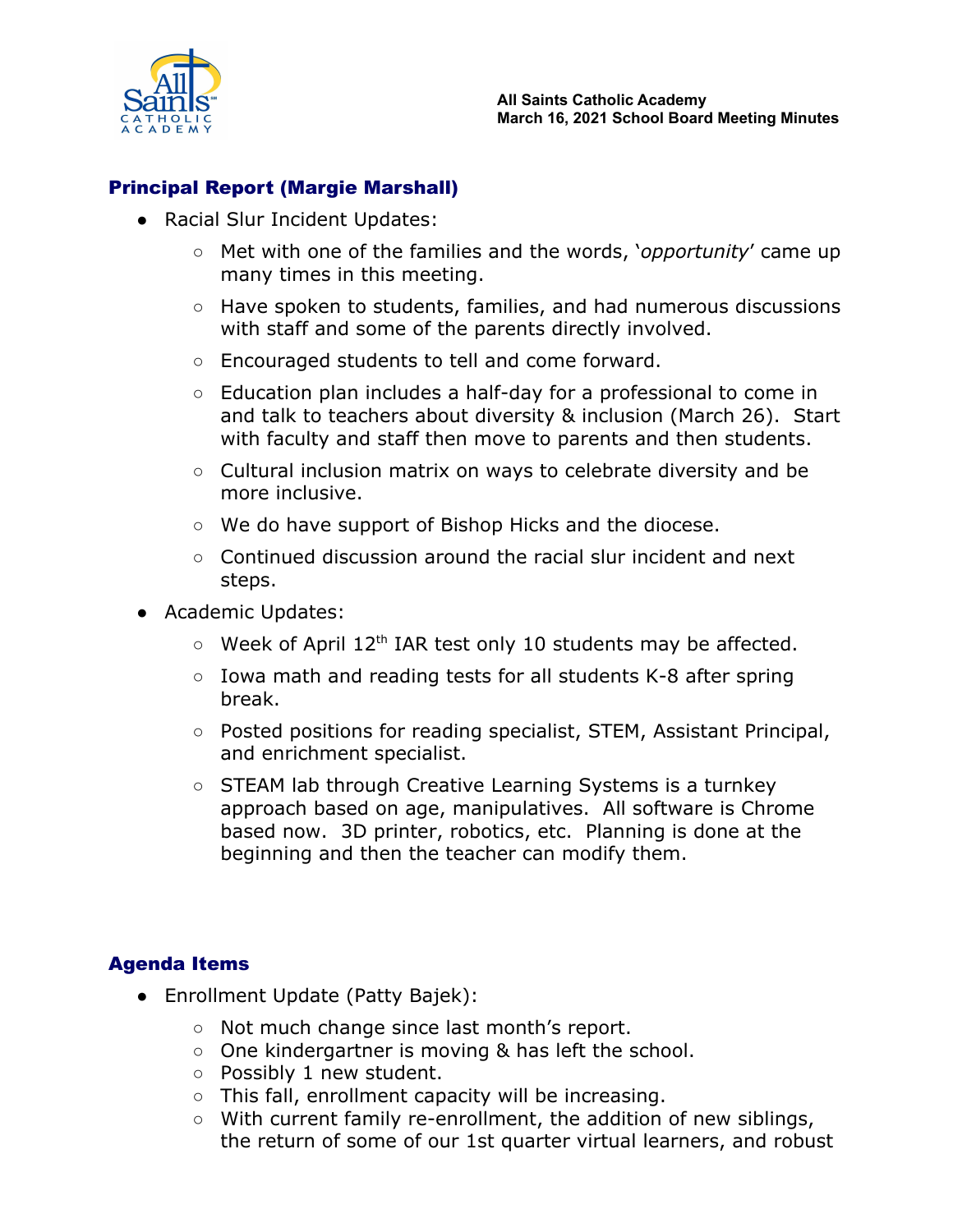## Principal Report (Margie Marshall)

- Racial Slur Incident Updates:
    - Met with one of the families and the words, '*opportunity*' came up many times in this meeting.
    - Have spoken to students, families, and had numerous discussions with staff and some of the parents directly involved.
    - Encouraged students to tell and come forward.
    - Education plan includes a half-day for a professional to come in and talk to teachers about diversity & inclusion (March 26). Start with faculty and staff then move to parents and then students.
    - Cultural inclusion matrix on ways to celebrate diversity and be more inclusive.
    - We do have support of Bishop Hicks and the diocese.
    - Continued discussion around the racial slur incident and next steps.
- Academic Updates:
    - Week of April 12th IAR test only 10 students may be affected.
    - Iowa math and reading tests for all students K-8 after spring break.
    - Posted positions for reading specialist, STEM, Assistant Principal, and enrichment specialist.
    - STEAM lab through Creative Learning Systems is a turnkey approach based on age, manipulatives. All software is Chrome based now. 3D printer, robotics, etc. Planning is done at the beginning and then the teacher can modify them.

## Agenda Items

- Enrollment Update (Patty Bajek):
    - Not much change since last month's report.
    - One kindergartner is moving & has left the school.
    - Possibly 1 new student.
    - This fall, enrollment capacity will be increasing.
    - With current family re-enrollment, the addition of new siblings, the return of some of our 1st quarter virtual learners, and robust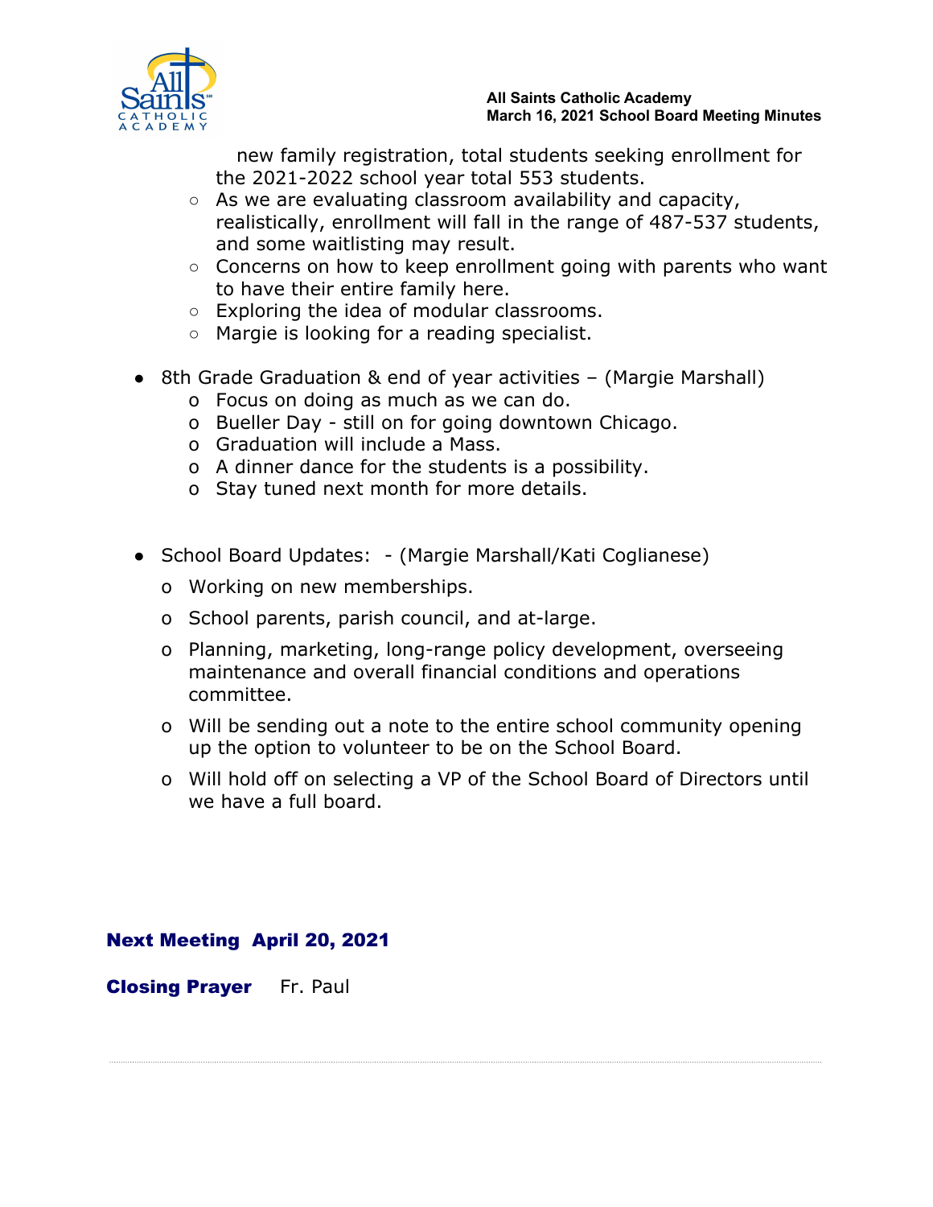new family registration, total students seeking enrollment for the 2021-2022 school year total 553 students.
  - As we are evaluating classroom availability and capacity, realistically, enrollment will fall in the range of 487-537 students, and some waitlisting may result.
  - Concerns on how to keep enrollment going with parents who want to have their entire family here.
  - Exploring the idea of modular classrooms.
  - Margie is looking for a reading specialist.

- 8th Grade Graduation & end of year activities – (Margie Marshall)
  - Focus on doing as much as we can do.
  - Bueller Day - still on for going downtown Chicago.
  - Graduation will include a Mass.
  - A dinner dance for the students is a possibility.
  - Stay tuned next month for more details.

- School Board Updates: - (Margie Marshall/Kati Coglianese)
  - Working on new memberships.
  - School parents, parish council, and at-large.
  - Planning, marketing, long-range policy development, overseeing maintenance and overall financial conditions and operations committee.
  - Will be sending out a note to the entire school community opening up the option to volunteer to be on the School Board.
  - Will hold off on selecting a VP of the School Board of Directors until we have a full board.

**Next Meeting April 20, 2021**

**Closing Prayer** Fr. Paul